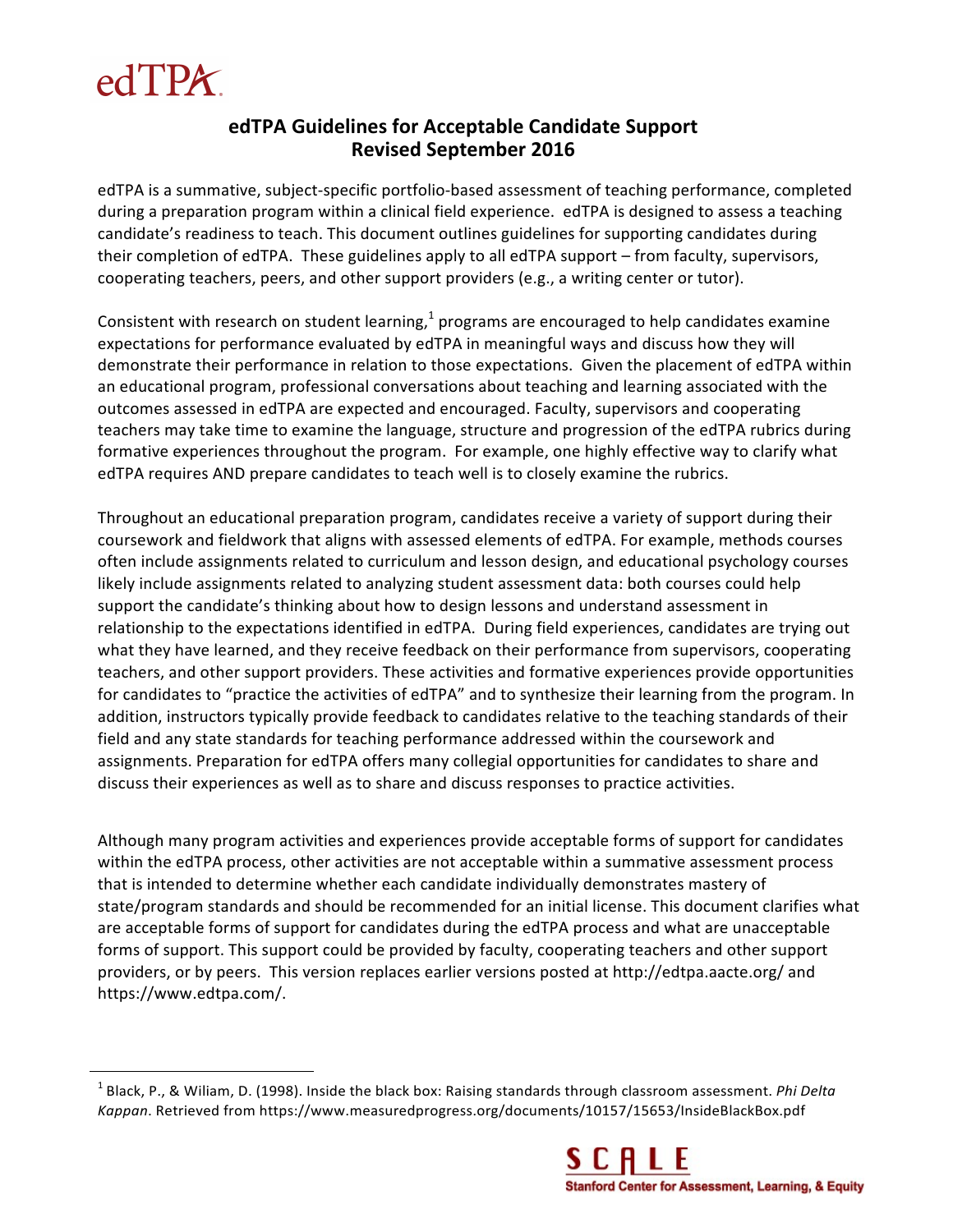edTPA

# edTPA Guidelines for Acceptable Candidate Support
## Revised September 2016

edTPA is a summative, subject-specific portfolio-based assessment of teaching performance, completed during a preparation program within a clinical field experience. edTPA is designed to assess a teaching candidate's readiness to teach. This document outlines guidelines for supporting candidates during their completion of edTPA. These guidelines apply to all edTPA support – from faculty, supervisors, cooperating teachers, peers, and other support providers (e.g., a writing center or tutor).

Consistent with research on student learning,[1] programs are encouraged to help candidates examine expectations for performance evaluated by edTPA in meaningful ways and discuss how they will demonstrate their performance in relation to those expectations. Given the placement of edTPA within an educational program, professional conversations about teaching and learning associated with the outcomes assessed in edTPA are expected and encouraged. Faculty, supervisors and cooperating teachers may take time to examine the language, structure and progression of the edTPA rubrics during formative experiences throughout the program. For example, one highly effective way to clarify what edTPA requires AND prepare candidates to teach well is to closely examine the rubrics.

Throughout an educational preparation program, candidates receive a variety of support during their coursework and fieldwork that aligns with assessed elements of edTPA. For example, methods courses often include assignments related to curriculum and lesson design, and educational psychology courses likely include assignments related to analyzing student assessment data: both courses could help support the candidate's thinking about how to design lessons and understand assessment in relationship to the expectations identified in edTPA. During field experiences, candidates are trying out what they have learned, and they receive feedback on their performance from supervisors, cooperating teachers, and other support providers. These activities and formative experiences provide opportunities for candidates to "practice the activities of edTPA" and to synthesize their learning from the program. In addition, instructors typically provide feedback to candidates relative to the teaching standards of their field and any state standards for teaching performance addressed within the coursework and assignments. Preparation for edTPA offers many collegial opportunities for candidates to share and discuss their experiences as well as to share and discuss responses to practice activities.

Although many program activities and experiences provide acceptable forms of support for candidates within the edTPA process, other activities are not acceptable within a summative assessment process that is intended to determine whether each candidate individually demonstrates mastery of state/program standards and should be recommended for an initial license. This document clarifies what are acceptable forms of support for candidates during the edTPA process and what are unacceptable forms of support. This support could be provided by faculty, cooperating teachers and other support providers, or by peers. This version replaces earlier versions posted at http://edtpa.aacte.org/ and https://www.edtpa.com/.

---

[1] Black, P., & Wiliam, D. (1998). Inside the black box: Raising standards through classroom assessment. *Phi Delta Kappan*. Retrieved from https://www.measuredprogress.org/documents/10157/15653/InsideBlackBox.pdf

SCALE Stanford Center for Assessment, Learning, & Equity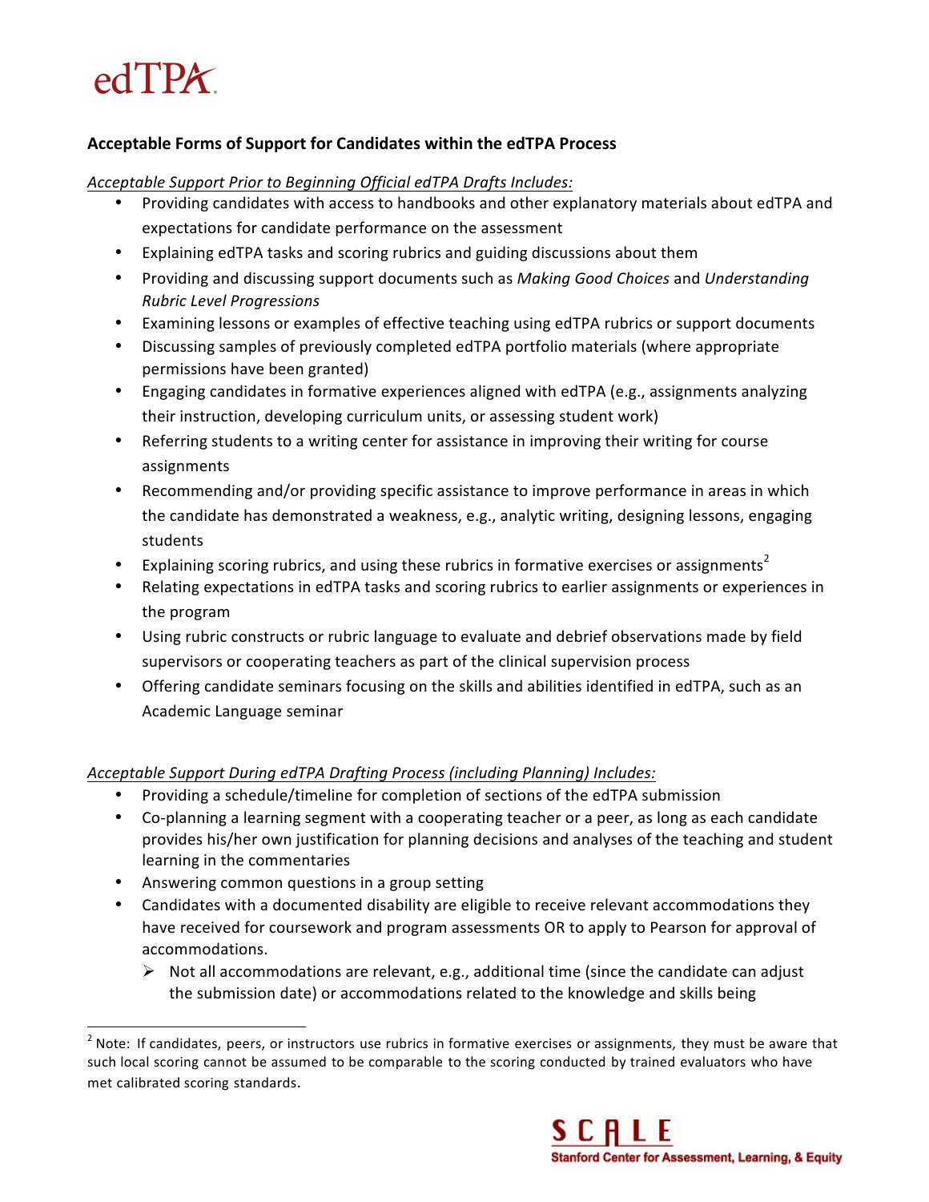# edTPA

### Acceptable Forms of Support for Candidates within the edTPA Process

*Acceptable Support Prior to Beginning Official edTPA Drafts Includes:*

- Providing candidates with access to handbooks and other explanatory materials about edTPA and expectations for candidate performance on the assessment
- Explaining edTPA tasks and scoring rubrics and guiding discussions about them
- Providing and discussing support documents such as *Making Good Choices* and *Understanding Rubric Level Progressions*
- Examining lessons or examples of effective teaching using edTPA rubrics or support documents
- Discussing samples of previously completed edTPA portfolio materials (where appropriate permissions have been granted)
- Engaging candidates in formative experiences aligned with edTPA (e.g., assignments analyzing their instruction, developing curriculum units, or assessing student work)
- Referring students to a writing center for assistance in improving their writing for course assignments
- Recommending and/or providing specific assistance to improve performance in areas in which the candidate has demonstrated a weakness, e.g., analytic writing, designing lessons, engaging students
- Explaining scoring rubrics, and using these rubrics in formative exercises or assignments[2]
- Relating expectations in edTPA tasks and scoring rubrics to earlier assignments or experiences in the program
- Using rubric constructs or rubric language to evaluate and debrief observations made by field supervisors or cooperating teachers as part of the clinical supervision process
- Offering candidate seminars focusing on the skills and abilities identified in edTPA, such as an Academic Language seminar

*Acceptable Support During edTPA Drafting Process (including Planning) Includes:*

- Providing a schedule/timeline for completion of sections of the edTPA submission
- Co-planning a learning segment with a cooperating teacher or a peer, as long as each candidate provides his/her own justification for planning decisions and analyses of the teaching and student learning in the commentaries
- Answering common questions in a group setting
- Candidates with a documented disability are eligible to receive relevant accommodations they have received for coursework and program assessments OR to apply to Pearson for approval of accommodations.
  - Not all accommodations are relevant, e.g., additional time (since the candidate can adjust the submission date) or accommodations related to the knowledge and skills being

[2] Note: If candidates, peers, or instructors use rubrics in formative exercises or assignments, they must be aware that such local scoring cannot be assumed to be comparable to the scoring conducted by trained evaluators who have met calibrated scoring standards.

SCALE
Stanford Center for Assessment, Learning, & Equity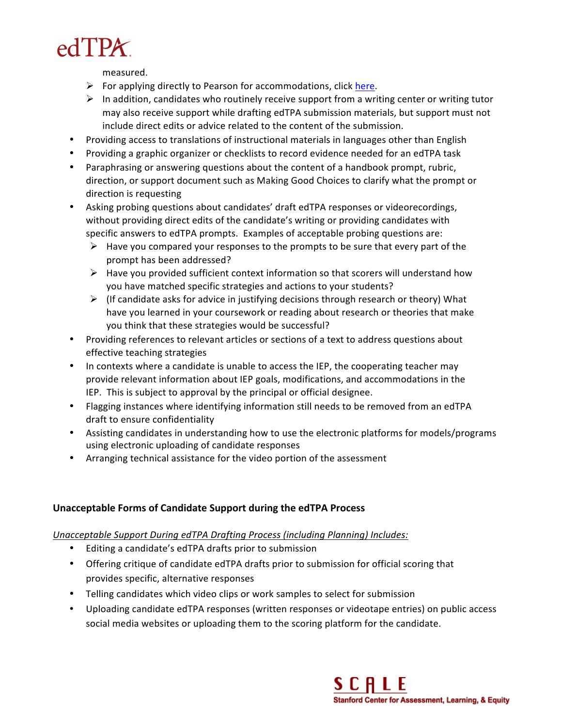measured.

  - For applying directly to Pearson for accommodations, click [here](#).
  - In addition, candidates who routinely receive support from a writing center or writing tutor may also receive support while drafting edTPA submission materials, but support must not include direct edits or advice related to the content of the submission.

- Providing access to translations of instructional materials in languages other than English
- Providing a graphic organizer or checklists to record evidence needed for an edTPA task
- Paraphrasing or answering questions about the content of a handbook prompt, rubric, direction, or support document such as Making Good Choices to clarify what the prompt or direction is requesting
- Asking probing questions about candidates' draft edTPA responses or videorecordings, without providing direct edits of the candidate's writing or providing candidates with specific answers to edTPA prompts. Examples of acceptable probing questions are:
  - Have you compared your responses to the prompts to be sure that every part of the prompt has been addressed?
  - Have you provided sufficient context information so that scorers will understand how you have matched specific strategies and actions to your students?
  - (If candidate asks for advice in justifying decisions through research or theory) What have you learned in your coursework or reading about research or theories that make you think that these strategies would be successful?
- Providing references to relevant articles or sections of a text to address questions about effective teaching strategies
- In contexts where a candidate is unable to access the IEP, the cooperating teacher may provide relevant information about IEP goals, modifications, and accommodations in the IEP. This is subject to approval by the principal or official designee.
- Flagging instances where identifying information still needs to be removed from an edTPA draft to ensure confidentiality
- Assisting candidates in understanding how to use the electronic platforms for models/programs using electronic uploading of candidate responses
- Arranging technical assistance for the video portion of the assessment

## Unacceptable Forms of Candidate Support during the edTPA Process

*Unacceptable Support During edTPA Drafting Process (including Planning) Includes:*

- Editing a candidate's edTPA drafts prior to submission
- Offering critique of candidate edTPA drafts prior to submission for official scoring that provides specific, alternative responses
- Telling candidates which video clips or work samples to select for submission
- Uploading candidate edTPA responses (written responses or videotape entries) on public access social media websites or uploading them to the scoring platform for the candidate.